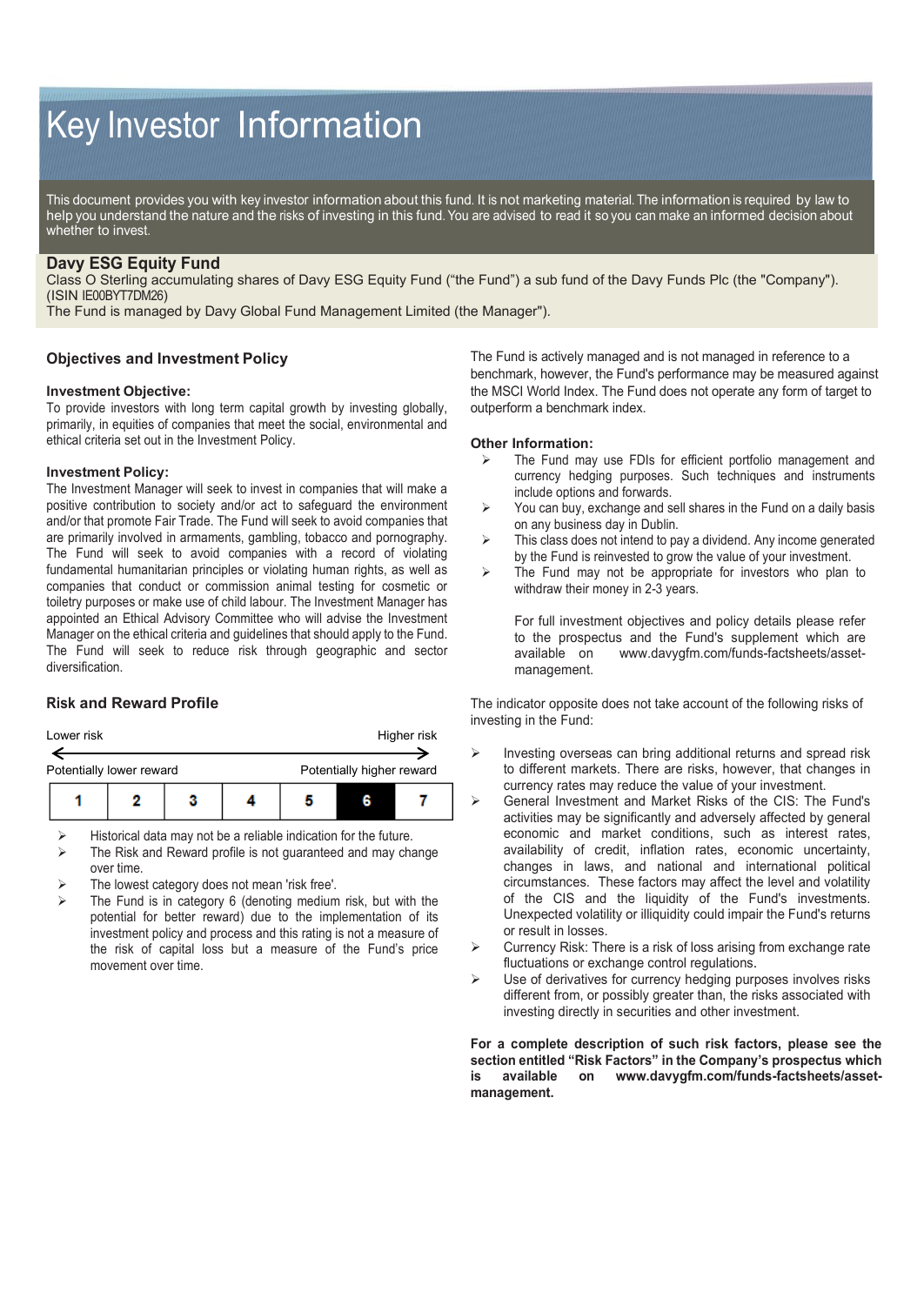# Key Investor Information

This document provides you with key investor information about this fund. It is not marketing material. The information is required by law to help you understand the nature and the risks of investing in this fund. You are advised to read it so you can make an informed decision about whether to invest.

## Davy ESG Equity Fund

Class O Sterling accumulating shares of Davy ESG Equity Fund ("the Fund") a sub fund of the Davy Funds Plc (the "Company"). (ISIN IE00BYT7DM26)

The Fund is managed by Davy Global Fund Management Limited (the Manager").

### Objectives and Investment Policy

**Investment Objective:**

To provide investors with long term capital growth by investing globally, primarily, in equities of companies that meet the social, environmental and ethical criteria set out in the Investment Policy.

**Investment Policy:**

The Investment Manager will seek to invest in companies that will make a positive contribution to society and/or act to safeguard the environment and/or that promote Fair Trade. The Fund will seek to avoid companies that are primarily involved in armaments, gambling, tobacco and pornography. The Fund will seek to avoid companies with a record of violating fundamental humanitarian principles or violating human rights, as well as companies that conduct or commission animal testing for cosmetic or toiletry purposes or make use of child labour. The Investment Manager has appointed an Ethical Advisory Committee who will advise the Investment Manager on the ethical criteria and guidelines that should apply to the Fund. The Fund will seek to reduce risk through geographic and sector diversification.

The Fund is actively managed and is not managed in reference to a benchmark, however, the Fund's performance may be measured against the MSCI World Index. The Fund does not operate any form of target to outperform a benchmark index.

**Other Information:**

- The Fund may use FDIs for efficient portfolio management and currency hedging purposes. Such techniques and instruments include options and forwards.
- You can buy, exchange and sell shares in the Fund on a daily basis on any business day in Dublin.
- This class does not intend to pay a dividend. Any income generated by the Fund is reinvested to grow the value of your investment.
- The Fund may not be appropriate for investors who plan to withdraw their money in 2-3 years.

  For full investment objectives and policy details please refer to the prospectus and the Fund's supplement which are available on www.davygfm.com/funds-factsheets/asset-management.

### Risk and Reward Profile

Lower risk — Higher risk

Potentially lower reward — Potentially higher reward

| 1 | 2 | 3 | 4 | 5 | **6** | 7 |
|---|---|---|---|---|---|---|

- Historical data may not be a reliable indication for the future.
- The Risk and Reward profile is not guaranteed and may change over time.
- The lowest category does not mean 'risk free'.
- The Fund is in category 6 (denoting medium risk, but with the potential for better reward) due to the implementation of its investment policy and process and this rating is not a measure of the risk of capital loss but a measure of the Fund's price movement over time.

The indicator opposite does not take account of the following risks of investing in the Fund:

- Investing overseas can bring additional returns and spread risk to different markets. There are risks, however, that changes in currency rates may reduce the value of your investment.
- General Investment and Market Risks of the CIS: The Fund's activities may be significantly and adversely affected by general economic and market conditions, such as interest rates, availability of credit, inflation rates, economic uncertainty, changes in laws, and national and international political circumstances. These factors may affect the level and volatility of the CIS and the liquidity of the Fund's investments. Unexpected volatility or illiquidity could impair the Fund's returns or result in losses.
- Currency Risk: There is a risk of loss arising from exchange rate fluctuations or exchange control regulations.
- Use of derivatives for currency hedging purposes involves risks different from, or possibly greater than, the risks associated with investing directly in securities and other investment.

**For a complete description of such risk factors, please see the section entitled "Risk Factors" in the Company's prospectus which is available on www.davygfm.com/funds-factsheets/asset-management.**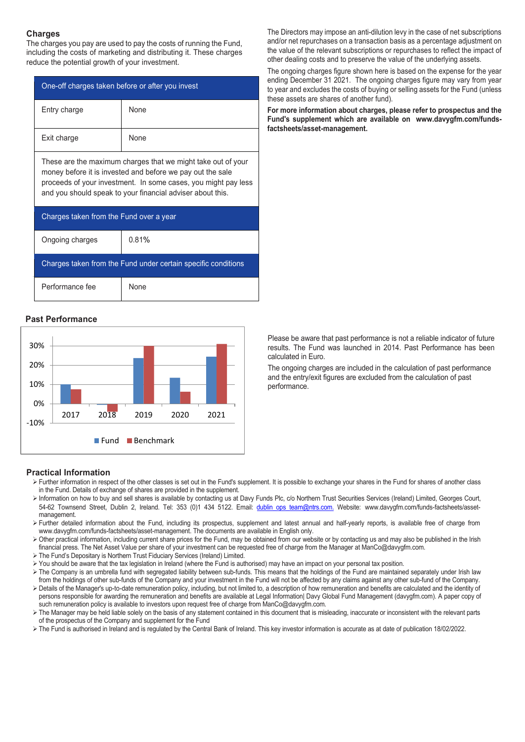## Charges

The charges you pay are used to pay the costs of running the Fund, including the costs of marketing and distributing it. These charges reduce the potential growth of your investment.

| One-off charges taken before or after you invest | |
|---|---|
| Entry charge | None |
| Exit charge | None |
| These are the maximum charges that we might take out of your money before it is invested and before we pay out the sale proceeds of your investment. In some cases, you might pay less and you should speak to your financial adviser about this. | |
| **Charges taken from the Fund over a year** | |
| Ongoing charges | 0.81% |
| **Charges taken from the Fund under certain specific conditions** | |
| Performance fee | None |

The Directors may impose an anti-dilution levy in the case of net subscriptions and/or net repurchases on a transaction basis as a percentage adjustment on the value of the relevant subscriptions or repurchases to reflect the impact of other dealing costs and to preserve the value of the underlying assets.

The ongoing charges figure shown here is based on the expense for the year ending December 31 2021. The ongoing charges figure may vary from year to year and excludes the costs of buying or selling assets for the Fund (unless these assets are shares of another fund).

**For more information about charges, please refer to prospectus and the Fund's supplement which are available on www.davygfm.com/funds-factsheets/asset-management.**

## Past Performance

30%
20%
10%
0%
-10%
2017
2018
2019
2020
2021
Fund
Benchmark

Please be aware that past performance is not a reliable indicator of future results. The Fund was launched in 2014. Past Performance has been calculated in Euro.

The ongoing charges are included in the calculation of past performance and the entry/exit figures are excluded from the calculation of past performance.

## Practical Information

- Further information in respect of the other classes is set out in the Fund's supplement. It is possible to exchange your shares in the Fund for shares of another class in the Fund. Details of exchange of shares are provided in the supplement.
- Information on how to buy and sell shares is available by contacting us at Davy Funds Plc, c/o Northern Trust Securities Services (Ireland) Limited, Georges Court, 54-62 Townsend Street, Dublin 2, Ireland. Tel: 353 (0)1 434 5122. Email: dublin_ops_team@ntrs.com. Website: www.davygfm.com/funds-factsheets/asset-management.
- Further detailed information about the Fund, including its prospectus, supplement and latest annual and half-yearly reports, is available free of charge from www.davygfm.com/funds-factsheets/asset-management. The documents are available in English only.
- Other practical information, including current share prices for the Fund, may be obtained from our website or by contacting us and may also be published in the Irish financial press. The Net Asset Value per share of your investment can be requested free of charge from the Manager at ManCo@davygfm.com.
- The Fund's Depositary is Northern Trust Fiduciary Services (Ireland) Limited.
- You should be aware that the tax legislation in Ireland (where the Fund is authorised) may have an impact on your personal tax position.
- The Company is an umbrella fund with segregated liability between sub-funds. This means that the holdings of the Fund are maintained separately under Irish law from the holdings of other sub-funds of the Company and your investment in the Fund will not be affected by any claims against any other sub-fund of the Company.
- Details of the Manager's up-to-date remuneration policy, including, but not limited to, a description of how remuneration and benefits are calculated and the identity of persons responsible for awarding the remuneration and benefits are available at Legal Information| Davy Global Fund Management (davygfm.com). A paper copy of such remuneration policy is available to investors upon request free of charge from ManCo@davygfm.com.
- The Manager may be held liable solely on the basis of any statement contained in this document that is misleading, inaccurate or inconsistent with the relevant parts of the prospectus of the Company and supplement for the Fund
- The Fund is authorised in Ireland and is regulated by the Central Bank of Ireland. This key investor information is accurate as at date of publication 18/02/2022.